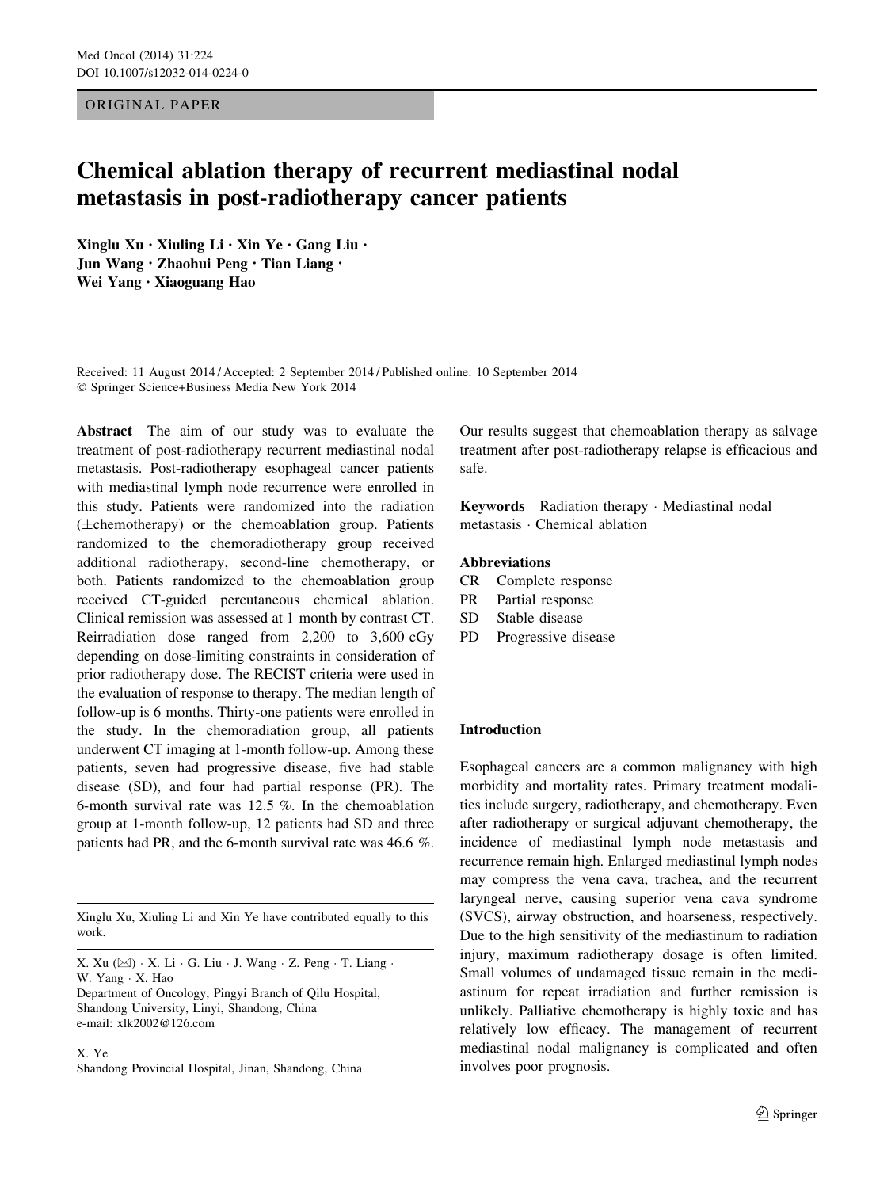ORIGINAL PAPER

# Chemical ablation therapy of recurrent mediastinal nodal metastasis in post-radiotherapy cancer patients

Xinglu Xu · Xiuling Li · Xin Ye · Gang Liu · Jun Wang · Zhaohui Peng · Tian Liang · Wei Yang · Xiaoguang Hao

Received: 11 August 2014 / Accepted: 2 September 2014 / Published online: 10 September 2014
© Springer Science+Business Media New York 2014

**Abstract** The aim of our study was to evaluate the treatment of post-radiotherapy recurrent mediastinal nodal metastasis. Post-radiotherapy esophageal cancer patients with mediastinal lymph node recurrence were enrolled in this study. Patients were randomized into the radiation (±chemotherapy) or the chemoablation group. Patients randomized to the chemoradiotherapy group received additional radiotherapy, second-line chemotherapy, or both. Patients randomized to the chemoablation group received CT-guided percutaneous chemical ablation. Clinical remission was assessed at 1 month by contrast CT. Reirradiation dose ranged from 2,200 to 3,600 cGy depending on dose-limiting constraints in consideration of prior radiotherapy dose. The RECIST criteria were used in the evaluation of response to therapy. The median length of follow-up is 6 months. Thirty-one patients were enrolled in the study. In the chemoradiation group, all patients underwent CT imaging at 1-month follow-up. Among these patients, seven had progressive disease, five had stable disease (SD), and four had partial response (PR). The 6-month survival rate was 12.5 %. In the chemoablation group at 1-month follow-up, 12 patients had SD and three patients had PR, and the 6-month survival rate was 46.6 %. Our results suggest that chemoablation therapy as salvage treatment after post-radiotherapy relapse is efficacious and safe.

**Keywords** Radiation therapy · Mediastinal nodal metastasis · Chemical ablation

**Abbreviations**

CR Complete response
PR Partial response
SD Stable disease
PD Progressive disease

Xinglu Xu, Xiuling Li and Xin Ye have contributed equally to this work.

X. Xu (✉) · X. Li · G. Liu · J. Wang · Z. Peng · T. Liang · W. Yang · X. Hao
Department of Oncology, Pingyi Branch of Qilu Hospital, Shandong University, Linyi, Shandong, China
e-mail: xlk2002@126.com

X. Ye
Shandong Provincial Hospital, Jinan, Shandong, China

## Introduction

Esophageal cancers are a common malignancy with high morbidity and mortality rates. Primary treatment modalities include surgery, radiotherapy, and chemotherapy. Even after radiotherapy or surgical adjuvant chemotherapy, the incidence of mediastinal lymph node metastasis and recurrence remain high. Enlarged mediastinal lymph nodes may compress the vena cava, trachea, and the recurrent laryngeal nerve, causing superior vena cava syndrome (SVCS), airway obstruction, and hoarseness, respectively. Due to the high sensitivity of the mediastinum to radiation injury, maximum radiotherapy dosage is often limited. Small volumes of undamaged tissue remain in the mediastinum for repeat irradiation and further remission is unlikely. Palliative chemotherapy is highly toxic and has relatively low efficacy. The management of recurrent mediastinal nodal malignancy is complicated and often involves poor prognosis.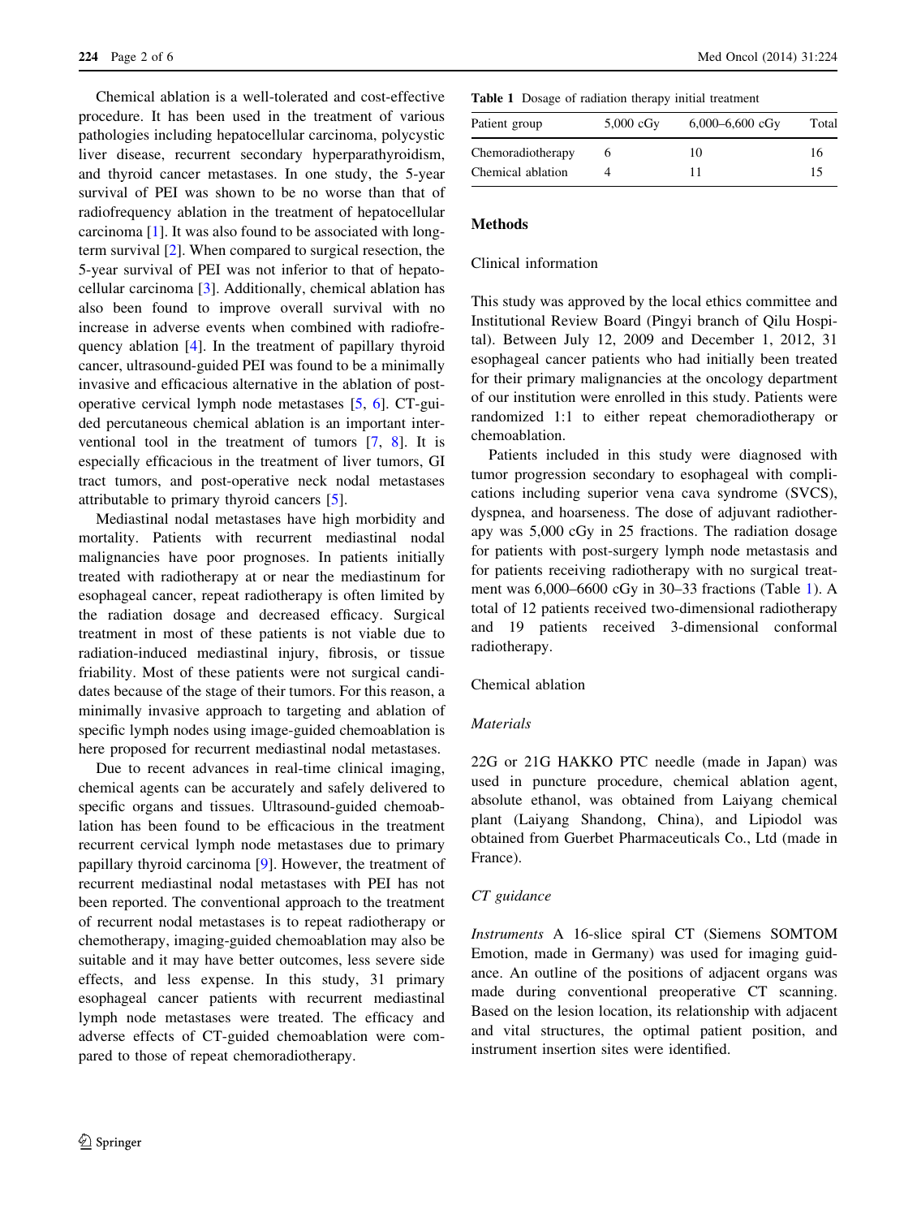Chemical ablation is a well-tolerated and cost-effective procedure. It has been used in the treatment of various pathologies including hepatocellular carcinoma, polycystic liver disease, recurrent secondary hyperparathyroidism, and thyroid cancer metastases. In one study, the 5-year survival of PEI was shown to be no worse than that of radiofrequency ablation in the treatment of hepatocellular carcinoma [1]. It was also found to be associated with long-term survival [2]. When compared to surgical resection, the 5-year survival of PEI was not inferior to that of hepatocellular carcinoma [3]. Additionally, chemical ablation has also been found to improve overall survival with no increase in adverse events when combined with radiofrequency ablation [4]. In the treatment of papillary thyroid cancer, ultrasound-guided PEI was found to be a minimally invasive and efficacious alternative in the ablation of post-operative cervical lymph node metastases [5, 6]. CT-guided percutaneous chemical ablation is an important interventional tool in the treatment of tumors [7, 8]. It is especially efficacious in the treatment of liver tumors, GI tract tumors, and post-operative neck nodal metastases attributable to primary thyroid cancers [5].

Mediastinal nodal metastases have high morbidity and mortality. Patients with recurrent mediastinal nodal malignancies have poor prognoses. In patients initially treated with radiotherapy at or near the mediastinum for esophageal cancer, repeat radiotherapy is often limited by the radiation dosage and decreased efficacy. Surgical treatment in most of these patients is not viable due to radiation-induced mediastinal injury, fibrosis, or tissue friability. Most of these patients were not surgical candidates because of the stage of their tumors. For this reason, a minimally invasive approach to targeting and ablation of specific lymph nodes using image-guided chemoablation is here proposed for recurrent mediastinal nodal metastases.

Due to recent advances in real-time clinical imaging, chemical agents can be accurately and safely delivered to specific organs and tissues. Ultrasound-guided chemoablation has been found to be efficacious in the treatment recurrent cervical lymph node metastases due to primary papillary thyroid carcinoma [9]. However, the treatment of recurrent mediastinal nodal metastases with PEI has not been reported. The conventional approach to the treatment of recurrent nodal metastases is to repeat radiotherapy or chemotherapy, imaging-guided chemoablation may also be suitable and it may have better outcomes, less severe side effects, and less expense. In this study, 31 primary esophageal cancer patients with recurrent mediastinal lymph node metastases were treated. The efficacy and adverse effects of CT-guided chemoablation were compared to those of repeat chemoradiotherapy.

**Table 1** Dosage of radiation therapy initial treatment

| Patient group | 5,000 cGy | 6,000–6,600 cGy | Total |
|---|---|---|---|
| Chemoradiotherapy | 6 | 10 | 16 |
| Chemical ablation | 4 | 11 | 15 |

## Methods

### Clinical information

This study was approved by the local ethics committee and Institutional Review Board (Pingyi branch of Qilu Hospital). Between July 12, 2009 and December 1, 2012, 31 esophageal cancer patients who had initially been treated for their primary malignancies at the oncology department of our institution were enrolled in this study. Patients were randomized 1:1 to either repeat chemoradiotherapy or chemoablation.

Patients included in this study were diagnosed with tumor progression secondary to esophageal with complications including superior vena cava syndrome (SVCS), dyspnea, and hoarseness. The dose of adjuvant radiotherapy was 5,000 cGy in 25 fractions. The radiation dosage for patients with post-surgery lymph node metastasis and for patients receiving radiotherapy with no surgical treatment was 6,000–6600 cGy in 30–33 fractions (Table 1). A total of 12 patients received two-dimensional radiotherapy and 19 patients received 3-dimensional conformal radiotherapy.

### Chemical ablation

#### *Materials*

22G or 21G HAKKO PTC needle (made in Japan) was used in puncture procedure, chemical ablation agent, absolute ethanol, was obtained from Laiyang chemical plant (Laiyang Shandong, China), and Lipiodol was obtained from Guerbet Pharmaceuticals Co., Ltd (made in France).

#### *CT guidance*

*Instruments* A 16-slice spiral CT (Siemens SOMTOM Emotion, made in Germany) was used for imaging guidance. An outline of the positions of adjacent organs was made during conventional preoperative CT scanning. Based on the lesion location, its relationship with adjacent and vital structures, the optimal patient position, and instrument insertion sites were identified.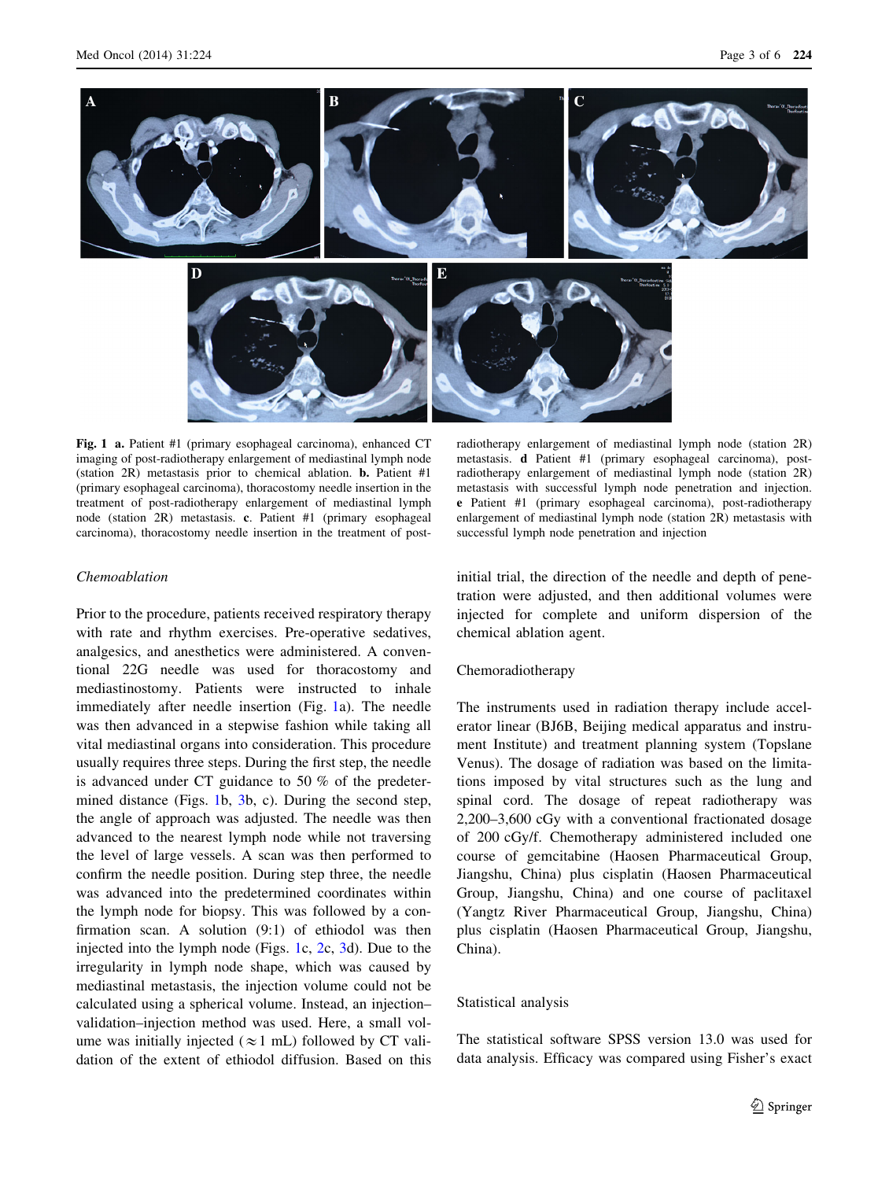**Fig. 1** **a.** Patient #1 (primary esophageal carcinoma), enhanced CT imaging of post-radiotherapy enlargement of mediastinal lymph node (station 2R) metastasis prior to chemical ablation. **b.** Patient #1 (primary esophageal carcinoma), thoracostomy needle insertion in the treatment of post-radiotherapy enlargement of mediastinal lymph node (station 2R) metastasis. **c**. Patient #1 (primary esophageal carcinoma), thoracostomy needle insertion in the treatment of post-radiotherapy enlargement of mediastinal lymph node (station 2R) metastasis. **d** Patient #1 (primary esophageal carcinoma), post-radiotherapy enlargement of mediastinal lymph node (station 2R) metastasis with successful lymph node penetration and injection. **e** Patient #1 (primary esophageal carcinoma), post-radiotherapy enlargement of mediastinal lymph node (station 2R) metastasis with successful lymph node penetration and injection

*Chemoablation*

Prior to the procedure, patients received respiratory therapy with rate and rhythm exercises. Pre-operative sedatives, analgesics, and anesthetics were administered. A conventional 22G needle was used for thoracostomy and mediastinostomy. Patients were instructed to inhale immediately after needle insertion (Fig. 1a). The needle was then advanced in a stepwise fashion while taking all vital mediastinal organs into consideration. This procedure usually requires three steps. During the first step, the needle is advanced under CT guidance to 50 % of the predetermined distance (Figs. 1b, 3b, c). During the second step, the angle of approach was adjusted. The needle was then advanced to the nearest lymph node while not traversing the level of large vessels. A scan was then performed to confirm the needle position. During step three, the needle was advanced into the predetermined coordinates within the lymph node for biopsy. This was followed by a confirmation scan. A solution (9:1) of ethiodol was then injected into the lymph node (Figs. 1c, 2c, 3d). Due to the irregularity in lymph node shape, which was caused by mediastinal metastasis, the injection volume could not be calculated using a spherical volume. Instead, an injection–validation–injection method was used. Here, a small volume was initially injected ($\approx 1$ mL) followed by CT validation of the extent of ethiodol diffusion. Based on this initial trial, the direction of the needle and depth of penetration were adjusted, and then additional volumes were injected for complete and uniform dispersion of the chemical ablation agent.

Chemoradiotherapy

The instruments used in radiation therapy include accelerator linear (BJ6B, Beijing medical apparatus and instrument Institute) and treatment planning system (Topslane Venus). The dosage of radiation was based on the limitations imposed by vital structures such as the lung and spinal cord. The dosage of repeat radiotherapy was 2,200–3,600 cGy with a conventional fractionated dosage of 200 cGy/f. Chemotherapy administered included one course of gemcitabine (Haosen Pharmaceutical Group, Jiangshu, China) plus cisplatin (Haosen Pharmaceutical Group, Jiangshu, China) and one course of paclitaxel (Yangtz River Pharmaceutical Group, Jiangshu, China) plus cisplatin (Haosen Pharmaceutical Group, Jiangshu, China).

Statistical analysis

The statistical software SPSS version 13.0 was used for data analysis. Efficacy was compared using Fisher's exact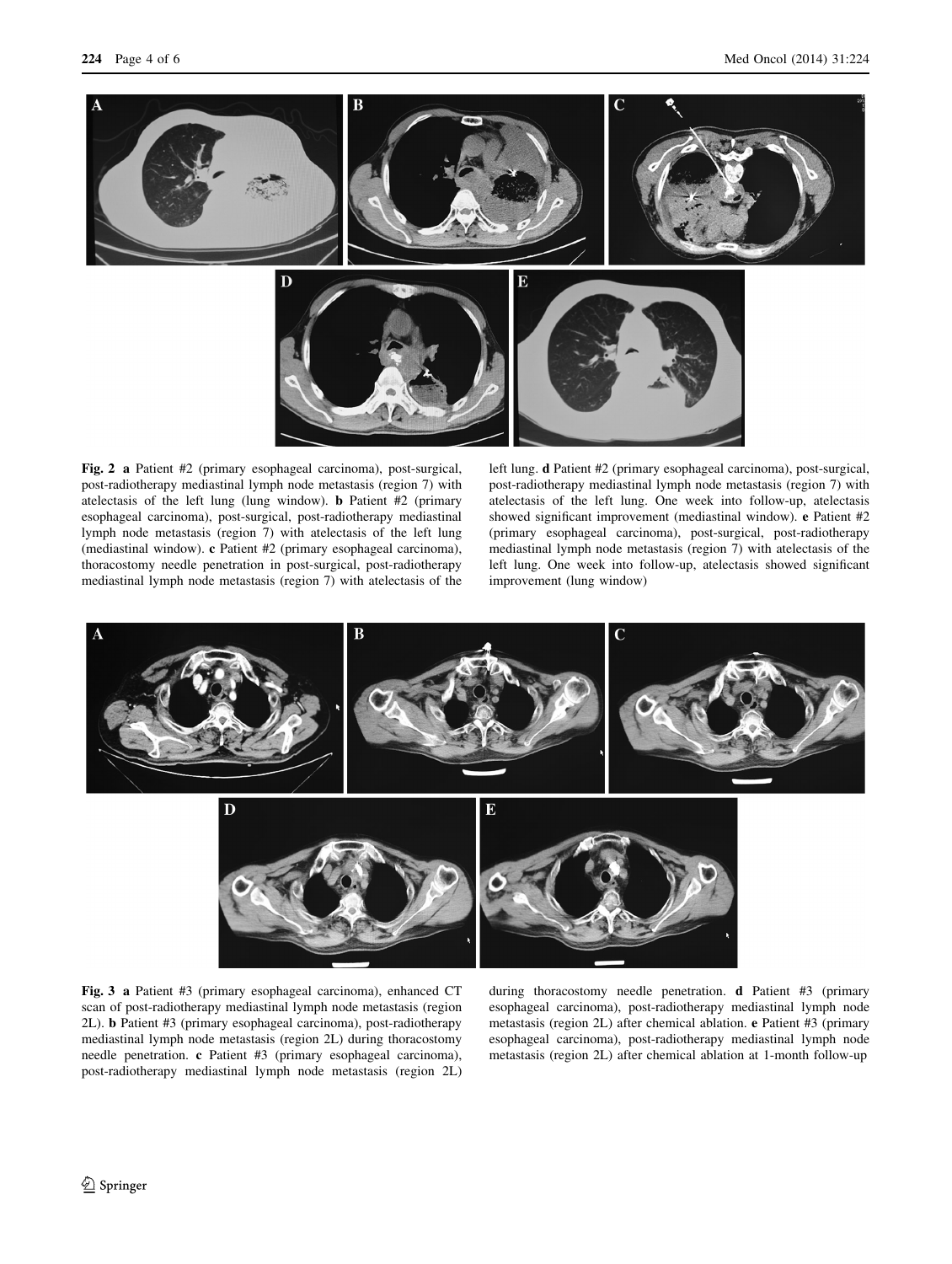**Fig. 2** **a** Patient #2 (primary esophageal carcinoma), post-surgical, post-radiotherapy mediastinal lymph node metastasis (region 7) with atelectasis of the left lung (lung window). **b** Patient #2 (primary esophageal carcinoma), post-surgical, post-radiotherapy mediastinal lymph node metastasis (region 7) with atelectasis of the left lung (mediastinal window). **c** Patient #2 (primary esophageal carcinoma), thoracostomy needle penetration in post-surgical, post-radiotherapy mediastinal lymph node metastasis (region 7) with atelectasis of the left lung. **d** Patient #2 (primary esophageal carcinoma), post-surgical, post-radiotherapy mediastinal lymph node metastasis (region 7) with atelectasis of the left lung. One week into follow-up, atelectasis showed significant improvement (mediastinal window). **e** Patient #2 (primary esophageal carcinoma), post-surgical, post-radiotherapy mediastinal lymph node metastasis (region 7) with atelectasis of the left lung. One week into follow-up, atelectasis showed significant improvement (lung window)

**Fig. 3** **a** Patient #3 (primary esophageal carcinoma), enhanced CT scan of post-radiotherapy mediastinal lymph node metastasis (region 2L). **b** Patient #3 (primary esophageal carcinoma), post-radiotherapy mediastinal lymph node metastasis (region 2L) during thoracostomy needle penetration. **c** Patient #3 (primary esophageal carcinoma), post-radiotherapy mediastinal lymph node metastasis (region 2L) during thoracostomy needle penetration. **d** Patient #3 (primary esophageal carcinoma), post-radiotherapy mediastinal lymph node metastasis (region 2L) after chemical ablation. **e** Patient #3 (primary esophageal carcinoma), post-radiotherapy mediastinal lymph node metastasis (region 2L) after chemical ablation at 1-month follow-up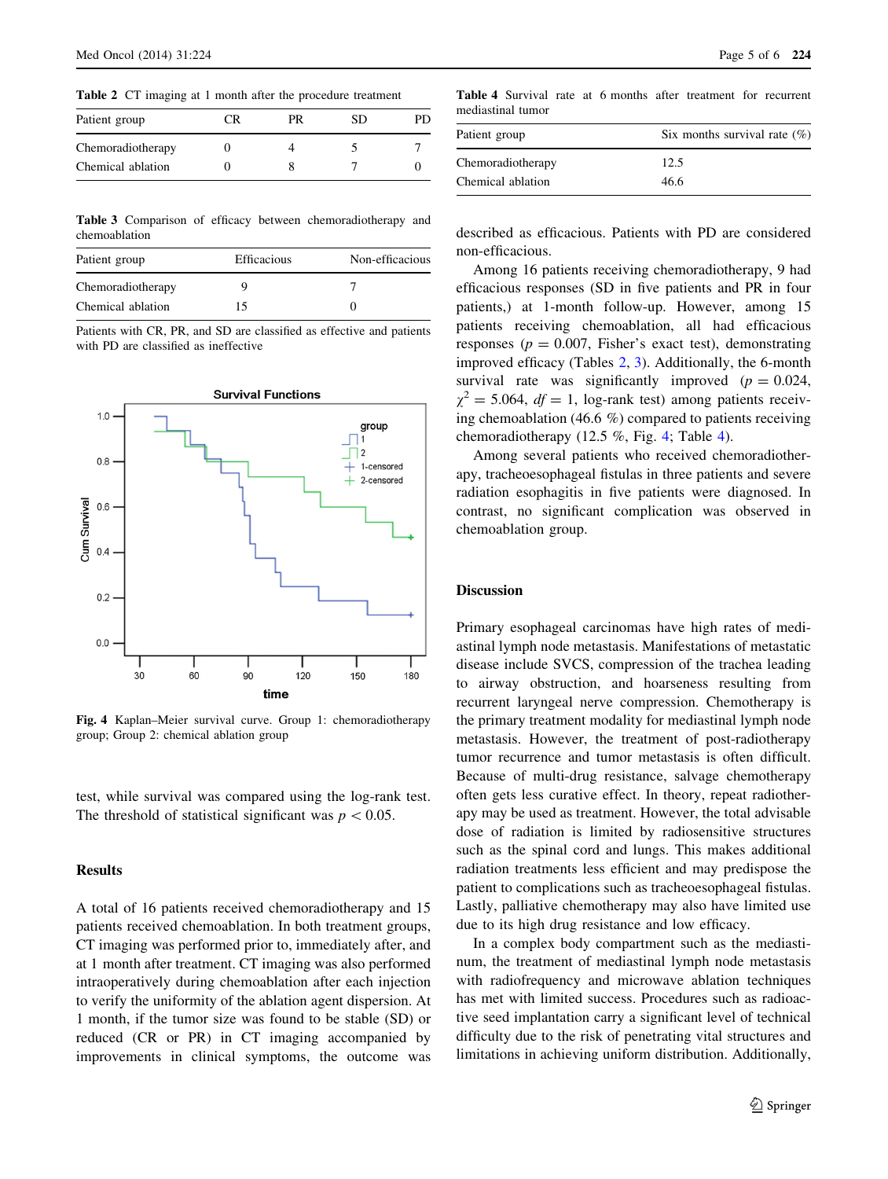**Table 2** CT imaging at 1 month after the procedure treatment

| Patient group | CR | PR | SD | PD |
|---|---|---|---|---|
| Chemoradiotherapy | 0 | 4 | 5 | 7 |
| Chemical ablation | 0 | 8 | 7 | 0 |

**Table 3** Comparison of efficacy between chemoradiotherapy and chemoablation

| Patient group | Efficacious | Non-efficacious |
|---|---|---|
| Chemoradiotherapy | 9 | 7 |
| Chemical ablation | 15 | 0 |

Patients with CR, PR, and SD are classified as effective and patients with PD are classified as ineffective

**Fig. 4** Kaplan–Meier survival curve. Group 1: chemoradiotherapy group; Group 2: chemical ablation group

test, while survival was compared using the log-rank test. The threshold of statistical significant was $p < 0.05$.

## Results

A total of 16 patients received chemoradiotherapy and 15 patients received chemoablation. In both treatment groups, CT imaging was performed prior to, immediately after, and at 1 month after treatment. CT imaging was also performed intraoperatively during chemoablation after each injection to verify the uniformity of the ablation agent dispersion. At 1 month, if the tumor size was found to be stable (SD) or reduced (CR or PR) in CT imaging accompanied by improvements in clinical symptoms, the outcome was described as efficacious. Patients with PD are considered non-efficacious.

Among 16 patients receiving chemoradiotherapy, 9 had efficacious responses (SD in five patients and PR in four patients,) at 1-month follow-up. However, among 15 patients receiving chemoablation, all had efficacious responses ($p = 0.007$, Fisher's exact test), demonstrating improved efficacy (Tables 2, 3). Additionally, the 6-month survival rate was significantly improved ($p = 0.024$, $\chi^2 = 5.064$, $df = 1$, log-rank test) among patients receiving chemoablation (46.6 %) compared to patients receiving chemoradiotherapy (12.5 %, Fig. 4; Table 4).

**Table 4** Survival rate at 6 months after treatment for recurrent mediastinal tumor

| Patient group | Six months survival rate (%) |
|---|---|
| Chemoradiotherapy | 12.5 |
| Chemical ablation | 46.6 |

Among several patients who received chemoradiotherapy, tracheoesophageal fistulas in three patients and severe radiation esophagitis in five patients were diagnosed. In contrast, no significant complication was observed in chemoablation group.

## Discussion

Primary esophageal carcinomas have high rates of mediastinal lymph node metastasis. Manifestations of metastatic disease include SVCS, compression of the trachea leading to airway obstruction, and hoarseness resulting from recurrent laryngeal nerve compression. Chemotherapy is the primary treatment modality for mediastinal lymph node metastasis. However, the treatment of post-radiotherapy tumor recurrence and tumor metastasis is often difficult. Because of multi-drug resistance, salvage chemotherapy often gets less curative effect. In theory, repeat radiotherapy may be used as treatment. However, the total advisable dose of radiation is limited by radiosensitive structures such as the spinal cord and lungs. This makes additional radiation treatments less efficient and may predispose the patient to complications such as tracheoesophageal fistulas. Lastly, palliative chemotherapy may also have limited use due to its high drug resistance and low efficacy.

In a complex body compartment such as the mediastinum, the treatment of mediastinal lymph node metastasis with radiofrequency and microwave ablation techniques has met with limited success. Procedures such as radioactive seed implantation carry a significant level of technical difficulty due to the risk of penetrating vital structures and limitations in achieving uniform distribution. Additionally,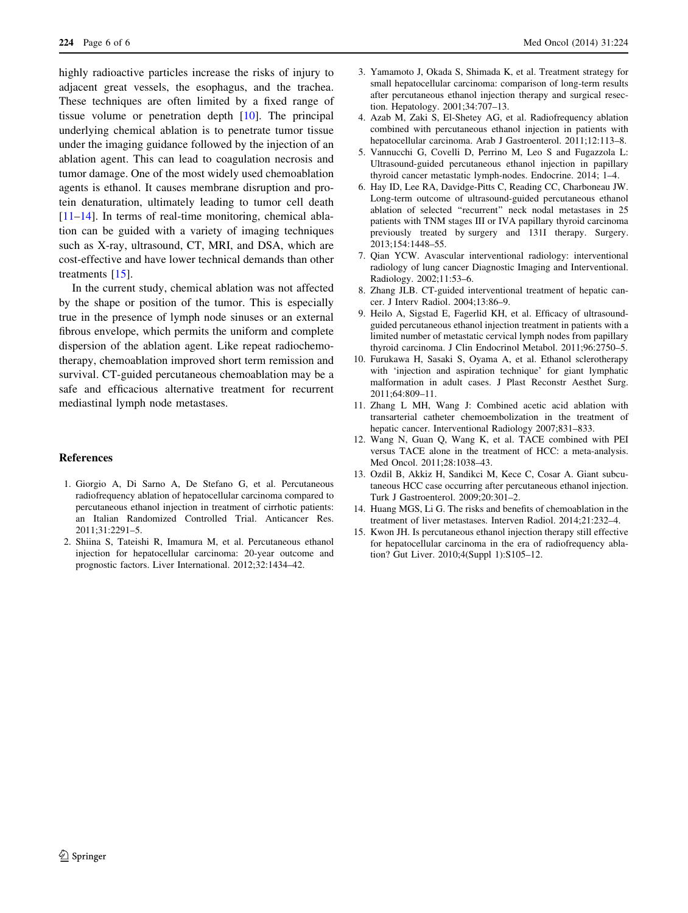highly radioactive particles increase the risks of injury to adjacent great vessels, the esophagus, and the trachea. These techniques are often limited by a fixed range of tissue volume or penetration depth [10]. The principal underlying chemical ablation is to penetrate tumor tissue under the imaging guidance followed by the injection of an ablation agent. This can lead to coagulation necrosis and tumor damage. One of the most widely used chemoablation agents is ethanol. It causes membrane disruption and protein denaturation, ultimately leading to tumor cell death [11–14]. In terms of real-time monitoring, chemical ablation can be guided with a variety of imaging techniques such as X-ray, ultrasound, CT, MRI, and DSA, which are cost-effective and have lower technical demands than other treatments [15].

In the current study, chemical ablation was not affected by the shape or position of the tumor. This is especially true in the presence of lymph node sinuses or an external fibrous envelope, which permits the uniform and complete dispersion of the ablation agent. Like repeat radiochemotherapy, chemoablation improved short term remission and survival. CT-guided percutaneous chemoablation may be a safe and efficacious alternative treatment for recurrent mediastinal lymph node metastases.

## References

1. Giorgio A, Di Sarno A, De Stefano G, et al. Percutaneous radiofrequency ablation of hepatocellular carcinoma compared to percutaneous ethanol injection in treatment of cirrhotic patients: an Italian Randomized Controlled Trial. Anticancer Res. 2011;31:2291–5.
2. Shiina S, Tateishi R, Imamura M, et al. Percutaneous ethanol injection for hepatocellular carcinoma: 20-year outcome and prognostic factors. Liver International. 2012;32:1434–42.
3. Yamamoto J, Okada S, Shimada K, et al. Treatment strategy for small hepatocellular carcinoma: comparison of long-term results after percutaneous ethanol injection therapy and surgical resection. Hepatology. 2001;34:707–13.
4. Azab M, Zaki S, El-Shetey AG, et al. Radiofrequency ablation combined with percutaneous ethanol injection in patients with hepatocellular carcinoma. Arab J Gastroenterol. 2011;12:113–8.
5. Vannucchi G, Covelli D, Perrino M, Leo S and Fugazzola L: Ultrasound-guided percutaneous ethanol injection in papillary thyroid cancer metastatic lymph-nodes. Endocrine. 2014; 1–4.
6. Hay ID, Lee RA, Davidge-Pitts C, Reading CC, Charboneau JW. Long-term outcome of ultrasound-guided percutaneous ethanol ablation of selected "recurrent" neck nodal metastases in 25 patients with TNM stages III or IVA papillary thyroid carcinoma previously treated by surgery and 131I therapy. Surgery. 2013;154:1448–55.
7. Qian YCW. Avascular interventional radiology: interventional radiology of lung cancer Diagnostic Imaging and Interventional. Radiology. 2002;11:53–6.
8. Zhang JLB. CT-guided interventional treatment of hepatic cancer. J Interv Radiol. 2004;13:86–9.
9. Heilo A, Sigstad E, Fagerlid KH, et al. Efficacy of ultrasound-guided percutaneous ethanol injection treatment in patients with a limited number of metastatic cervical lymph nodes from papillary thyroid carcinoma. J Clin Endocrinol Metabol. 2011;96:2750–5.
10. Furukawa H, Sasaki S, Oyama A, et al. Ethanol sclerotherapy with 'injection and aspiration technique' for giant lymphatic malformation in adult cases. J Plast Reconstr Aesthet Surg. 2011;64:809–11.
11. Zhang L MH, Wang J: Combined acetic acid ablation with transarterial catheter chemoembolization in the treatment of hepatic cancer. Interventional Radiology 2007;831–833.
12. Wang N, Guan Q, Wang K, et al. TACE combined with PEI versus TACE alone in the treatment of HCC: a meta-analysis. Med Oncol. 2011;28:1038–43.
13. Ozdil B, Akkiz H, Sandikci M, Kece C, Cosar A. Giant subcutaneous HCC case occurring after percutaneous ethanol injection. Turk J Gastroenterol. 2009;20:301–2.
14. Huang MGS, Li G. The risks and benefits of chemoablation in the treatment of liver metastases. Interven Radiol. 2014;21:232–4.
15. Kwon JH. Is percutaneous ethanol injection therapy still effective for hepatocellular carcinoma in the era of radiofrequency ablation? Gut Liver. 2010;4(Suppl 1):S105–12.